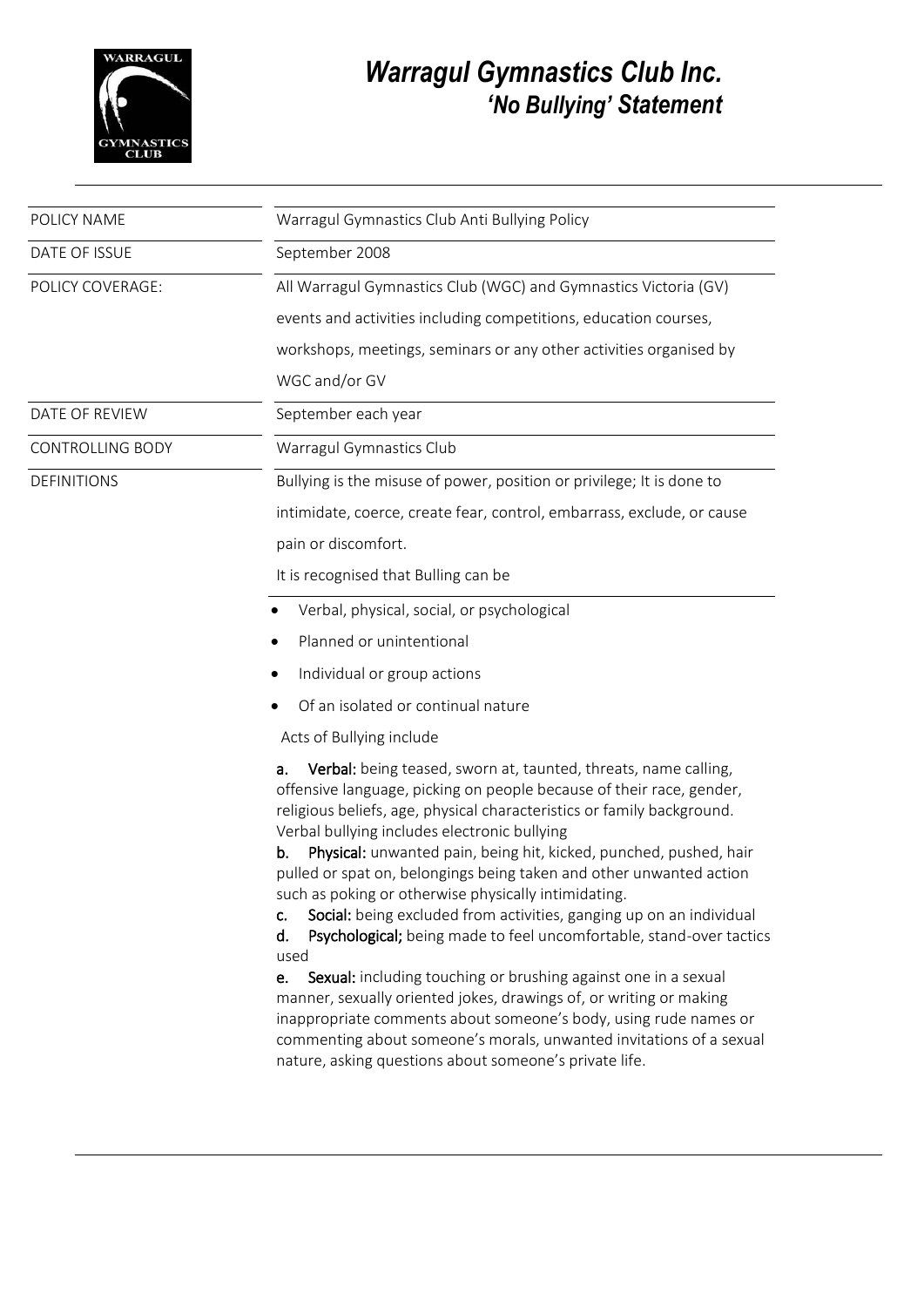# Warragul Gymnastics Club Inc.

## 'No Bullying' Statement

| | |
|---|---|
| POLICY NAME | Warragul Gymnastics Club Anti Bullying Policy |
| DATE OF ISSUE | September 2008 |
| POLICY COVERAGE: | All Warragul Gymnastics Club (WGC) and Gymnastics Victoria (GV) events and activities including competitions, education courses, workshops, meetings, seminars or any other activities organised by WGC and/or GV |
| DATE OF REVIEW | September each year |
| CONTROLLING BODY | Warragul Gymnastics Club |
| DEFINITIONS | Bullying is the misuse of power, position or privilege; It is done to intimidate, coerce, create fear, control, embarrass, exclude, or cause pain or discomfort. It is recognised that Bulling can be |

- Verbal, physical, social, or psychological
- Planned or unintentional
- Individual or group actions
- Of an isolated or continual nature

Acts of Bullying include

a. **Verbal:** being teased, sworn at, taunted, threats, name calling, offensive language, picking on people because of their race, gender, religious beliefs, age, physical characteristics or family background. Verbal bullying includes electronic bullying

b. **Physical:** unwanted pain, being hit, kicked, punched, pushed, hair pulled or spat on, belongings being taken and other unwanted action such as poking or otherwise physically intimidating.

c. **Social:** being excluded from activities, ganging up on an individual

d. **Psychological;** being made to feel uncomfortable, stand-over tactics used

e. **Sexual:** including touching or brushing against one in a sexual manner, sexually oriented jokes, drawings of, or writing or making inappropriate comments about someone's body, using rude names or commenting about someone's morals, unwanted invitations of a sexual nature, asking questions about someone's private life.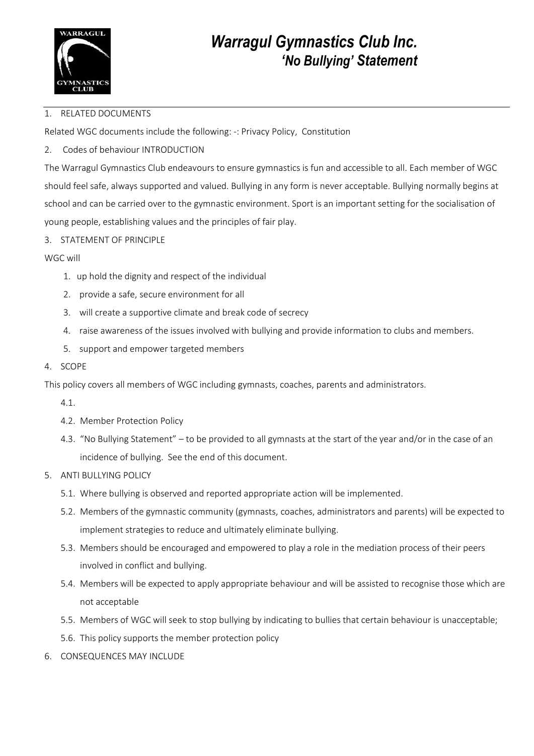# *Warragul Gymnastics Club Inc.*

## *'No Bullying' Statement*

1. RELATED DOCUMENTS

Related WGC documents include the following: -: Privacy Policy, Constitution

2. Codes of behaviour INTRODUCTION

The Warragul Gymnastics Club endeavours to ensure gymnastics is fun and accessible to all. Each member of WGC should feel safe, always supported and valued. Bullying in any form is never acceptable. Bullying normally begins at school and can be carried over to the gymnastic environment. Sport is an important setting for the socialisation of young people, establishing values and the principles of fair play.

3. STATEMENT OF PRINCIPLE

WGC will

1. up hold the dignity and respect of the individual
2. provide a safe, secure environment for all
3. will create a supportive climate and break code of secrecy
4. raise awareness of the issues involved with bullying and provide information to clubs and members.
5. support and empower targeted members

4. SCOPE

This policy covers all members of WGC including gymnasts, coaches, parents and administrators.

4.1.

4.2. Member Protection Policy

4.3. "No Bullying Statement" – to be provided to all gymnasts at the start of the year and/or in the case of an incidence of bullying. See the end of this document.

5. ANTI BULLYING POLICY

5.1. Where bullying is observed and reported appropriate action will be implemented.

5.2. Members of the gymnastic community (gymnasts, coaches, administrators and parents) will be expected to implement strategies to reduce and ultimately eliminate bullying.

5.3. Members should be encouraged and empowered to play a role in the mediation process of their peers involved in conflict and bullying.

5.4. Members will be expected to apply appropriate behaviour and will be assisted to recognise those which are not acceptable

5.5. Members of WGC will seek to stop bullying by indicating to bullies that certain behaviour is unacceptable;

5.6. This policy supports the member protection policy

6. CONSEQUENCES MAY INCLUDE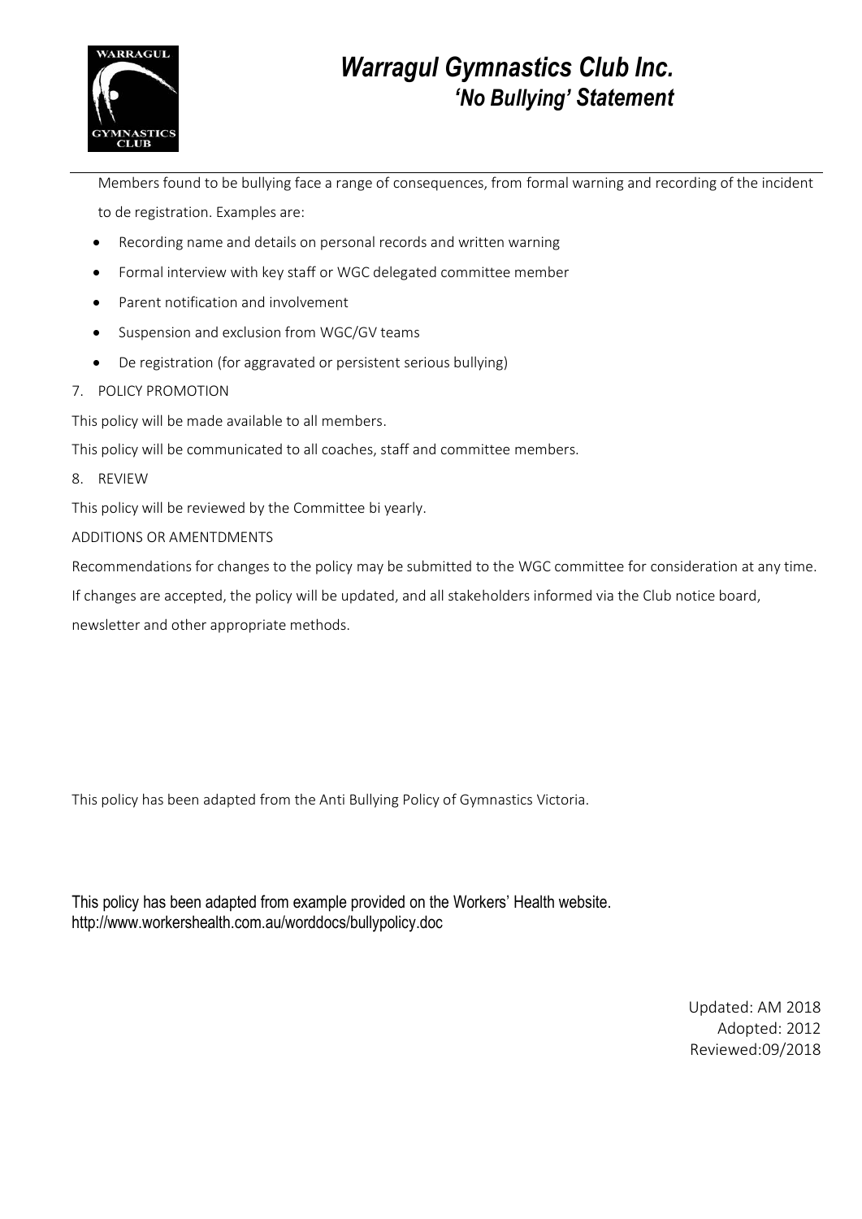Members found to be bullying face a range of consequences, from formal warning and recording of the incident to de registration. Examples are:

- Recording name and details on personal records and written warning
- Formal interview with key staff or WGC delegated committee member
- Parent notification and involvement
- Suspension and exclusion from WGC/GV teams
- De registration (for aggravated or persistent serious bullying)

7. POLICY PROMOTION

This policy will be made available to all members.

This policy will be communicated to all coaches, staff and committee members.

8. REVIEW

This policy will be reviewed by the Committee bi yearly.

ADDITIONS OR AMENTDMENTS

Recommendations for changes to the policy may be submitted to the WGC committee for consideration at any time. If changes are accepted, the policy will be updated, and all stakeholders informed via the Club notice board, newsletter and other appropriate methods.

This policy has been adapted from the Anti Bullying Policy of Gymnastics Victoria.

This policy has been adapted from example provided on the Workers' Health website.
http://www.workershealth.com.au/worddocs/bullypolicy.doc

Updated: AM 2018
Adopted: 2012
Reviewed:09/2018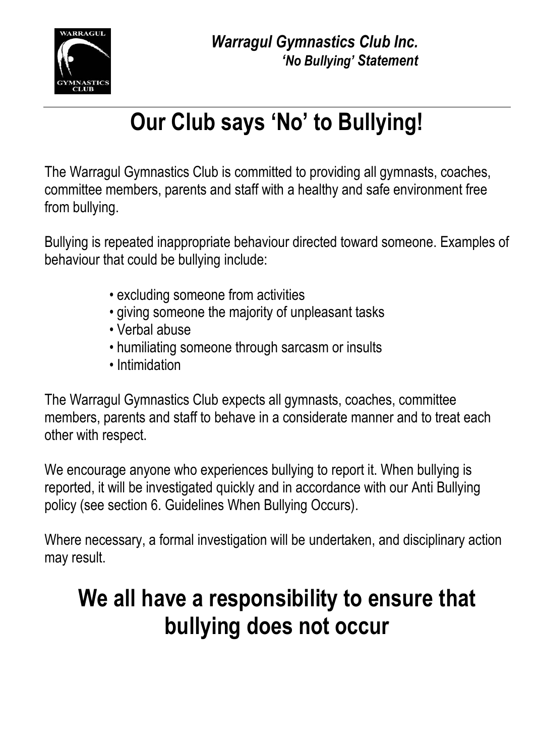***Warragul Gymnastics Club Inc.***
***'No Bullying' Statement***

# Our Club says 'No' to Bullying!

The Warragul Gymnastics Club is committed to providing all gymnasts, coaches, committee members, parents and staff with a healthy and safe environment free from bullying.

Bullying is repeated inappropriate behaviour directed toward someone. Examples of behaviour that could be bullying include:

- excluding someone from activities
- giving someone the majority of unpleasant tasks
- Verbal abuse
- humiliating someone through sarcasm or insults
- Intimidation

The Warragul Gymnastics Club expects all gymnasts, coaches, committee members, parents and staff to behave in a considerate manner and to treat each other with respect.

We encourage anyone who experiences bullying to report it. When bullying is reported, it will be investigated quickly and in accordance with our Anti Bullying policy (see section 6. Guidelines When Bullying Occurs).

Where necessary, a formal investigation will be undertaken, and disciplinary action may result.

# We all have a responsibility to ensure that bullying does not occur